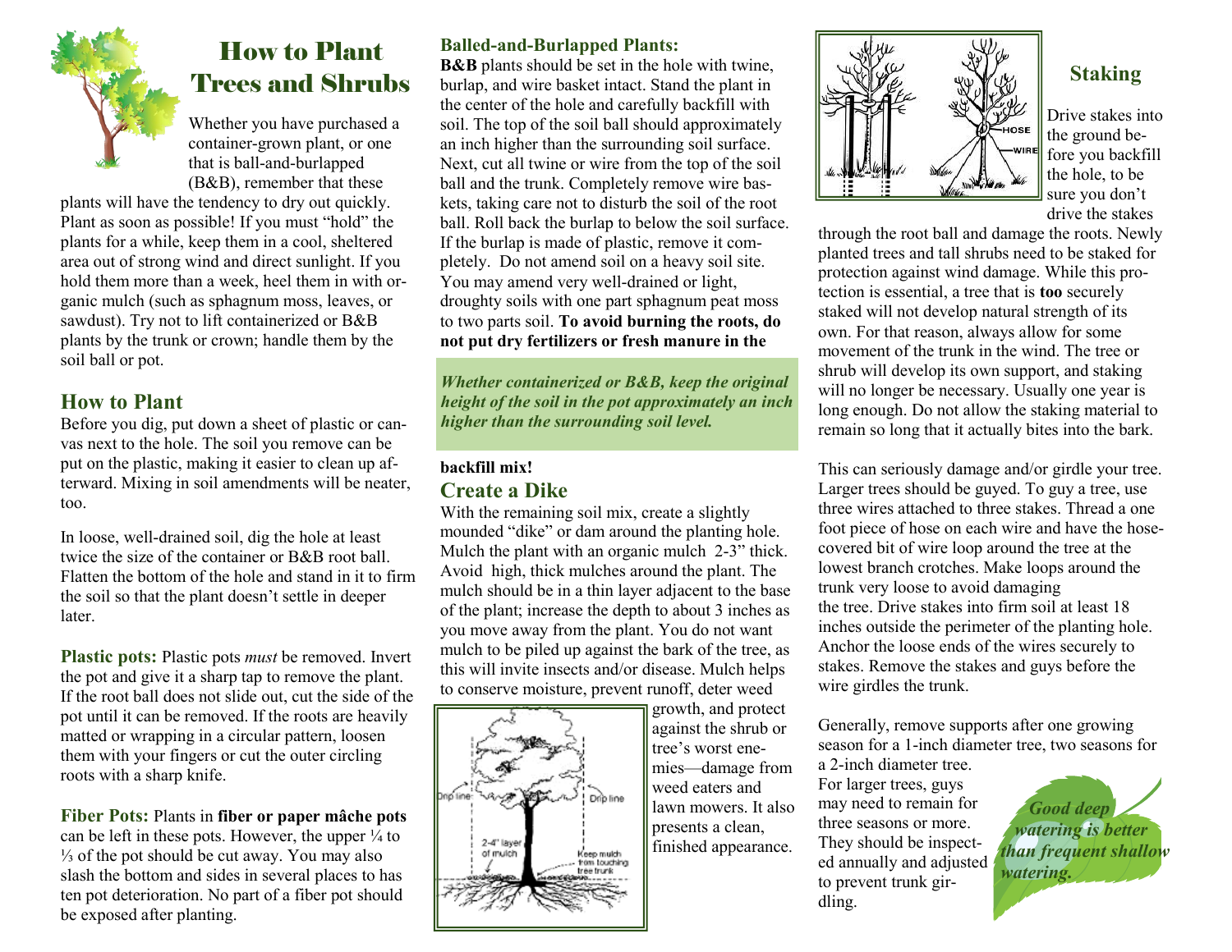# How to Plant Trees and Shrubs

Whether you have purchased a container-grown plant, or one that is ball-and-burlapped (B&B), remember that these plants will have the tendency to dry out quickly. Plant as soon as possible! If you must "hold" the plants for a while, keep them in a cool, sheltered area out of strong wind and direct sunlight. If you hold them more than a week, heel them in with organic mulch (such as sphagnum moss, leaves, or sawdust). Try not to lift containerized or B&B plants by the trunk or crown; handle them by the soil ball or pot.

## How to Plant

Before you dig, put down a sheet of plastic or canvas next to the hole. The soil you remove can be put on the plastic, making it easier to clean up afterward. Mixing in soil amendments will be neater, too.

In loose, well-drained soil, dig the hole at least twice the size of the container or B&B root ball. Flatten the bottom of the hole and stand in it to firm the soil so that the plant doesn't settle in deeper later.

**Plastic pots:** Plastic pots *must* be removed. Invert the pot and give it a sharp tap to remove the plant. If the root ball does not slide out, cut the side of the pot until it can be removed. If the roots are heavily matted or wrapping in a circular pattern, loosen them with your fingers or cut the outer circling roots with a sharp knife.

**Fiber Pots:** Plants in **fiber or paper mâche pots** can be left in these pots. However, the upper ¼ to ⅓ of the pot should be cut away. You may also slash the bottom and sides in several places to has ten pot deterioration. No part of a fiber pot should be exposed after planting.

**Balled-and-Burlapped Plants:**
**B&B** plants should be set in the hole with twine, burlap, and wire basket intact. Stand the plant in the center of the hole and carefully backfill with soil. The top of the soil ball should approximately an inch higher than the surrounding soil surface. Next, cut all twine or wire from the top of the soil ball and the trunk. Completely remove wire baskets, taking care not to disturb the soil of the root ball. Roll back the burlap to below the soil surface. If the burlap is made of plastic, remove it completely. Do not amend soil on a heavy soil site. You may amend very well-drained or light, droughty soils with one part sphagnum peat moss to two parts soil. **To avoid burning the roots, do not put dry fertilizers or fresh manure in the backfill mix!**

***Whether containerized or B&B, keep the original height of the soil in the pot approximately an inch higher than the surrounding soil level.***

## Create a Dike

With the remaining soil mix, create a slightly mounded "dike" or dam around the planting hole. Mulch the plant with an organic mulch 2-3" thick. Avoid high, thick mulches around the plant. The mulch should be in a thin layer adjacent to the base of the plant; increase the depth to about 3 inches as you move away from the plant. You do not want mulch to be piled up against the bark of the tree, as this will invite insects and/or disease. Mulch helps to conserve moisture, prevent runoff, deter weed growth, and protect against the shrub or tree's worst enemies—damage from weed eaters and lawn mowers. It also presents a clean, finished appearance.

Drip line
Drip line
2-4" layer of mulch
Keep mulch from touching tree trunk

## Staking

HOSE
WIRE

Drive stakes into the ground before you backfill the hole, to be sure you don't drive the stakes through the root ball and damage the roots. Newly planted trees and tall shrubs need to be staked for protection against wind damage. While this protection is essential, a tree that is **too** securely staked will not develop natural strength of its own. For that reason, always allow for some movement of the trunk in the wind. The tree or shrub will develop its own support, and staking will no longer be necessary. Usually one year is long enough. Do not allow the staking material to remain so long that it actually bites into the bark.

This can seriously damage and/or girdle your tree. Larger trees should be guyed. To guy a tree, use three wires attached to three stakes. Thread a one foot piece of hose on each wire and have the hose-covered bit of wire loop around the tree at the lowest branch crotches. Make loops around the trunk very loose to avoid damaging the tree. Drive stakes into firm soil at least 18 inches outside the perimeter of the planting hole. Anchor the loose ends of the wires securely to stakes. Remove the stakes and guys before the wire girdles the trunk.

Generally, remove supports after one growing season for a 1-inch diameter tree, two seasons for a 2-inch diameter tree. For larger trees, guys may need to remain for three seasons or more. They should be inspected annually and adjusted to prevent trunk girdling.

***Good deep watering is better than frequent shallow watering.***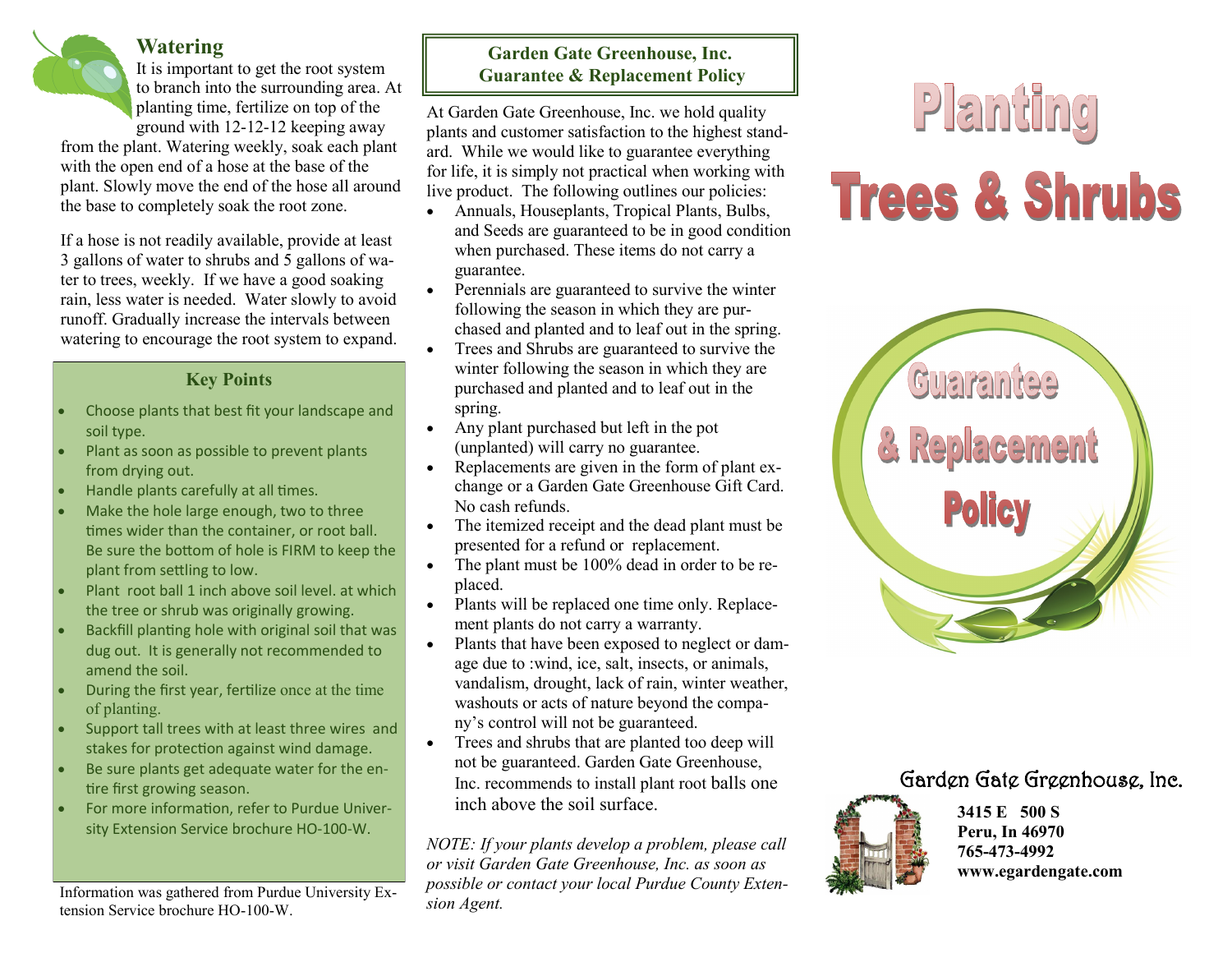## Watering

It is important to get the root system to branch into the surrounding area. At planting time, fertilize on top of the ground with 12-12-12 keeping away from the plant. Watering weekly, soak each plant with the open end of a hose at the base of the plant. Slowly move the end of the hose all around the base to completely soak the root zone.

If a hose is not readily available, provide at least 3 gallons of water to shrubs and 5 gallons of water to trees, weekly. If we have a good soaking rain, less water is needed. Water slowly to avoid runoff. Gradually increase the intervals between watering to encourage the root system to expand.

### Key Points

- Choose plants that best fit your landscape and soil type.
- Plant as soon as possible to prevent plants from drying out.
- Handle plants carefully at all times.
- Make the hole large enough, two to three times wider than the container, or root ball. Be sure the bottom of hole is FIRM to keep the plant from settling to low.
- Plant root ball 1 inch above soil level. at which the tree or shrub was originally growing.
- Backfill planting hole with original soil that was dug out. It is generally not recommended to amend the soil.
- During the first year, fertilize once at the time of planting.
- Support tall trees with at least three wires and stakes for protection against wind damage.
- Be sure plants get adequate water for the entire first growing season.
- For more information, refer to Purdue University Extension Service brochure HO-100-W.

Information was gathered from Purdue University Extension Service brochure HO-100-W.

## Garden Gate Greenhouse, Inc. Guarantee & Replacement Policy

At Garden Gate Greenhouse, Inc. we hold quality plants and customer satisfaction to the highest standard. While we would like to guarantee everything for life, it is simply not practical when working with live product. The following outlines our policies:

- Annuals, Houseplants, Tropical Plants, Bulbs, and Seeds are guaranteed to be in good condition when purchased. These items do not carry a guarantee.
- Perennials are guaranteed to survive the winter following the season in which they are purchased and planted and to leaf out in the spring.
- Trees and Shrubs are guaranteed to survive the winter following the season in which they are purchased and planted and to leaf out in the spring.
- Any plant purchased but left in the pot (unplanted) will carry no guarantee.
- Replacements are given in the form of plant exchange or a Garden Gate Greenhouse Gift Card. No cash refunds.
- The itemized receipt and the dead plant must be presented for a refund or replacement.
- The plant must be 100% dead in order to be replaced.
- Plants will be replaced one time only. Replacement plants do not carry a warranty.
- Plants that have been exposed to neglect or damage due to :wind, ice, salt, insects, or animals, vandalism, drought, lack of rain, winter weather, washouts or acts of nature beyond the company's control will not be guaranteed.
- Trees and shrubs that are planted too deep will not be guaranteed. Garden Gate Greenhouse, Inc. recommends to install plant root balls one inch above the soil surface.

*NOTE: If your plants develop a problem, please call or visit Garden Gate Greenhouse, Inc. as soon as possible or contact your local Purdue County Extension Agent.*

# Planting Trees & Shrubs

## Guarantee & Replacement Policy

### Garden Gate Greenhouse, Inc.

**3415 E 500 S**
**Peru, In 46970**
**765-473-4992**
**www.egardengate.com**